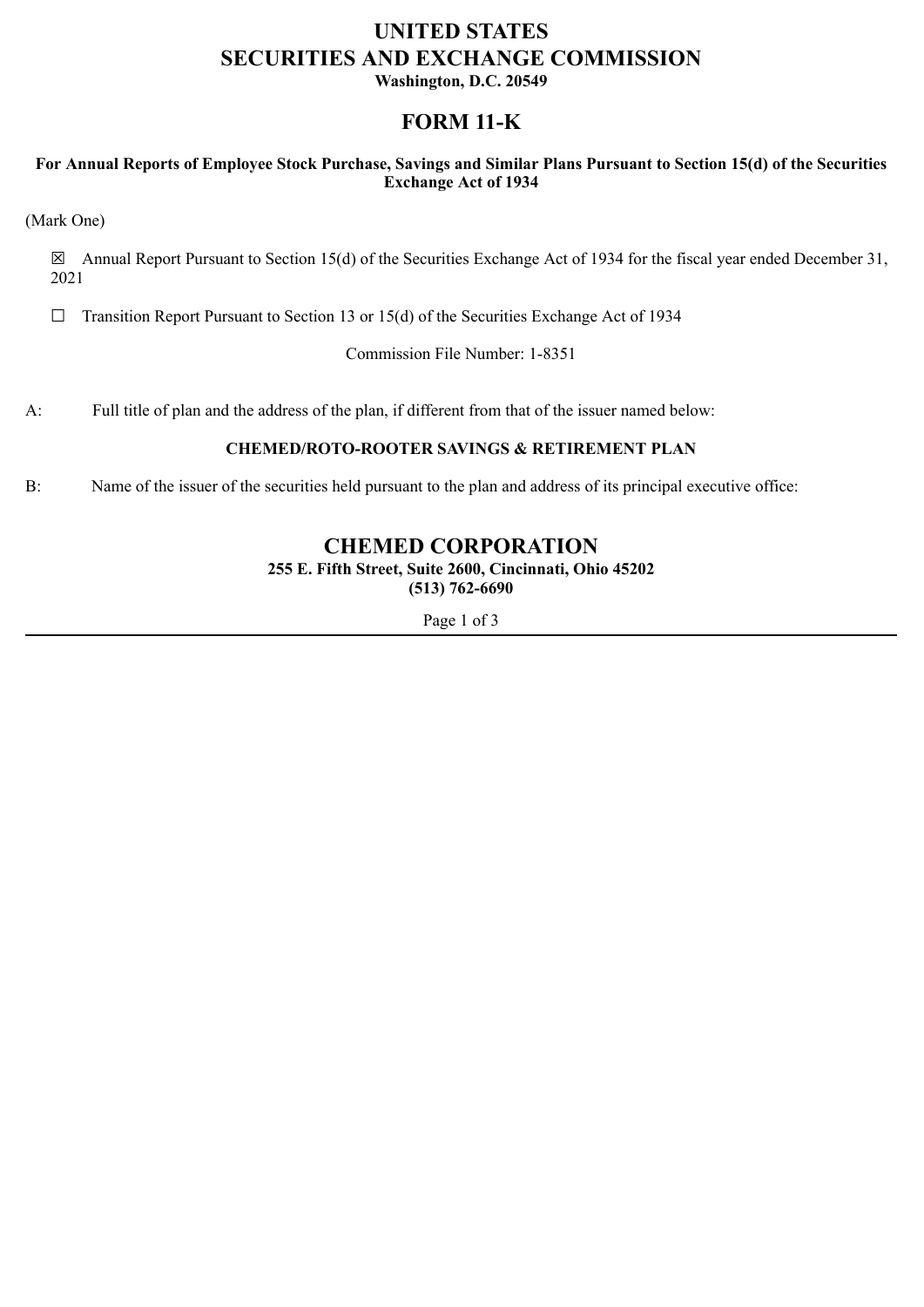# UNITED STATES
# SECURITIES AND EXCHANGE COMMISSION

**Washington, D.C. 20549**

## FORM 11-K

**For Annual Reports of Employee Stock Purchase, Savings and Similar Plans Pursuant to Section 15(d) of the Securities Exchange Act of 1934**

(Mark One)

☒ Annual Report Pursuant to Section 15(d) of the Securities Exchange Act of 1934 for the fiscal year ended December 31, 2021

☐ Transition Report Pursuant to Section 13 or 15(d) of the Securities Exchange Act of 1934

Commission File Number: 1-8351

A: Full title of plan and the address of the plan, if different from that of the issuer named below:

**CHEMED/ROTO-ROOTER SAVINGS & RETIREMENT PLAN**

B: Name of the issuer of the securities held pursuant to the plan and address of its principal executive office:

## CHEMED CORPORATION

**255 E. Fifth Street, Suite 2600, Cincinnati, Ohio 45202**
**(513) 762-6690**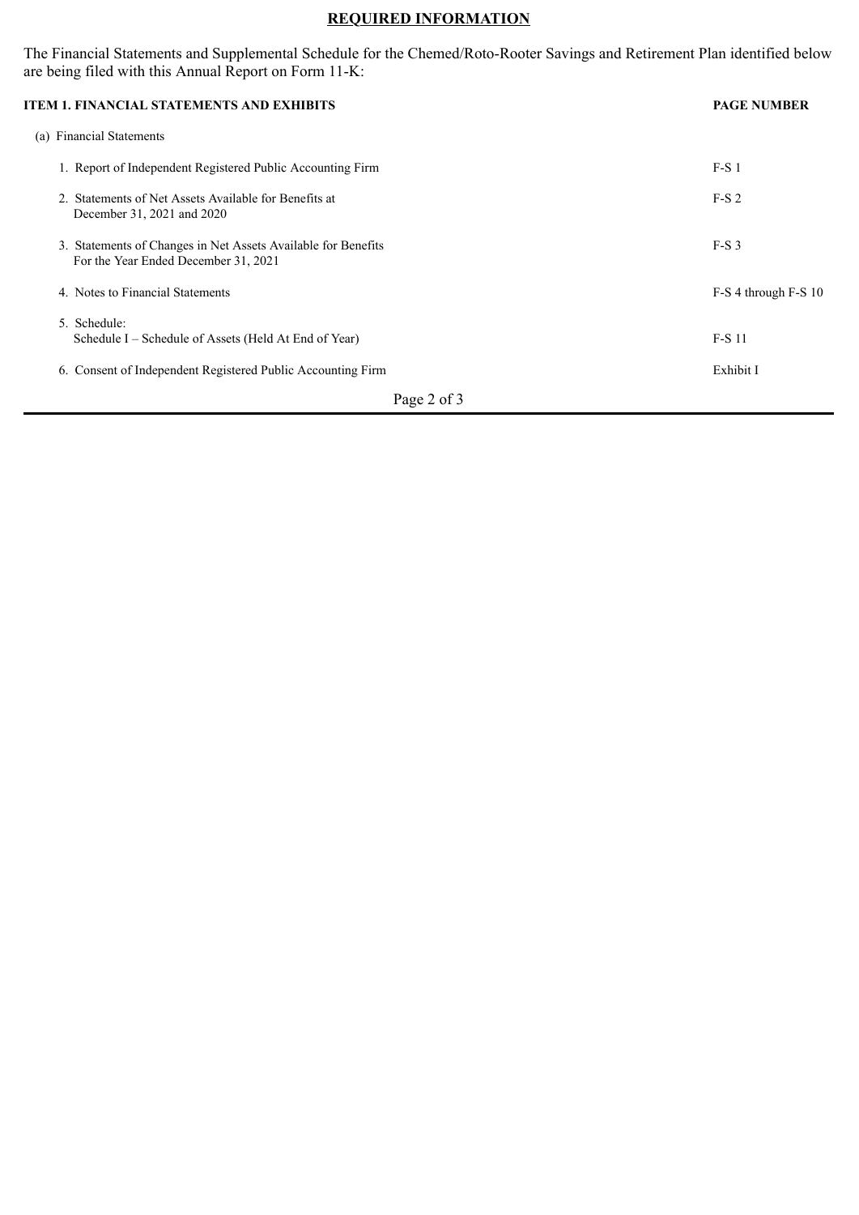## REQUIRED INFORMATION

The Financial Statements and Supplemental Schedule for the Chemed/Roto-Rooter Savings and Retirement Plan identified below are being filed with this Annual Report on Form 11-K:

| ITEM 1. FINANCIAL STATEMENTS AND EXHIBITS | PAGE NUMBER |
|---|---|
| (a) Financial Statements | |
| 1. Report of Independent Registered Public Accounting Firm | F-S 1 |
| 2. Statements of Net Assets Available for Benefits at December 31, 2021 and 2020 | F-S 2 |
| 3. Statements of Changes in Net Assets Available for Benefits For the Year Ended December 31, 2021 | F-S 3 |
| 4. Notes to Financial Statements | F-S 4 through F-S 10 |
| 5. Schedule: Schedule I – Schedule of Assets (Held At End of Year) | F-S 11 |
| 6. Consent of Independent Registered Public Accounting Firm | Exhibit I |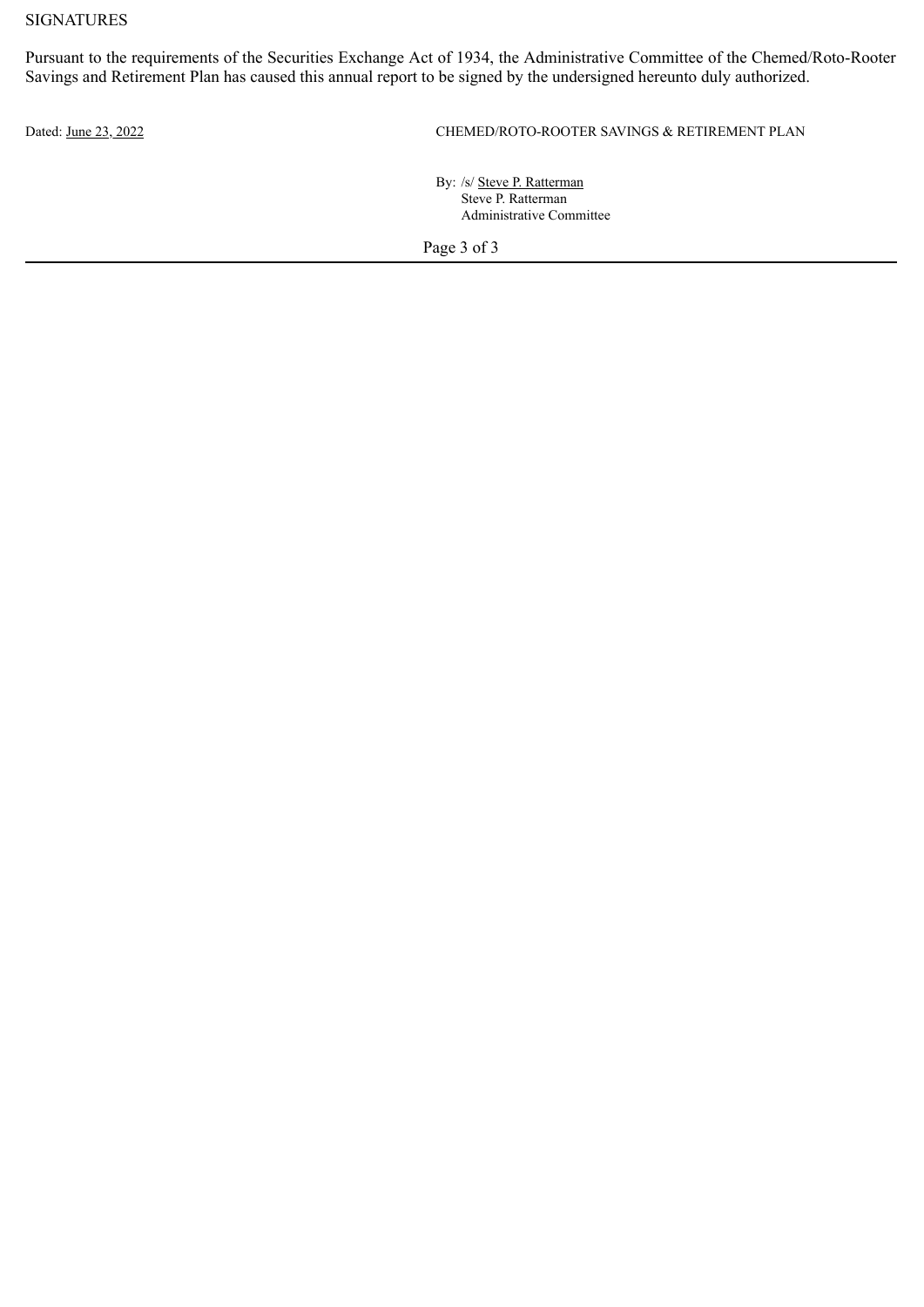SIGNATURES

Pursuant to the requirements of the Securities Exchange Act of 1934, the Administrative Committee of the Chemed/Roto-Rooter Savings and Retirement Plan has caused this annual report to be signed by the undersigned hereunto duly authorized.

Dated: June 23, 2022

CHEMED/ROTO-ROOTER SAVINGS & RETIREMENT PLAN

By: /s/ Steve P. Ratterman
Steve P. Ratterman
Administrative Committee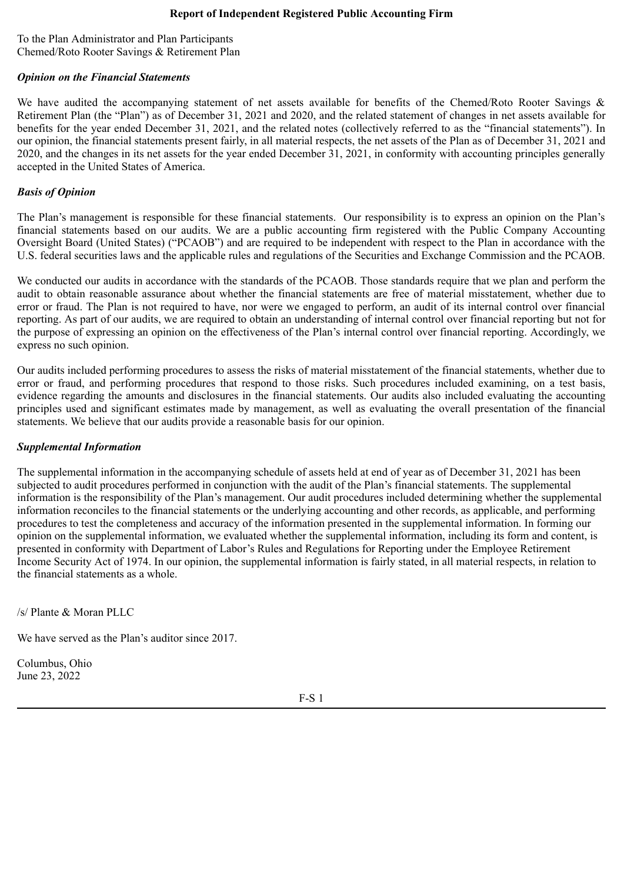# Report of Independent Registered Public Accounting Firm

To the Plan Administrator and Plan Participants
Chemed/Roto Rooter Savings & Retirement Plan

### *Opinion on the Financial Statements*

We have audited the accompanying statement of net assets available for benefits of the Chemed/Roto Rooter Savings & Retirement Plan (the "Plan") as of December 31, 2021 and 2020, and the related statement of changes in net assets available for benefits for the year ended December 31, 2021, and the related notes (collectively referred to as the "financial statements"). In our opinion, the financial statements present fairly, in all material respects, the net assets of the Plan as of December 31, 2021 and 2020, and the changes in its net assets for the year ended December 31, 2021, in conformity with accounting principles generally accepted in the United States of America.

### *Basis of Opinion*

The Plan's management is responsible for these financial statements. Our responsibility is to express an opinion on the Plan's financial statements based on our audits. We are a public accounting firm registered with the Public Company Accounting Oversight Board (United States) ("PCAOB") and are required to be independent with respect to the Plan in accordance with the U.S. federal securities laws and the applicable rules and regulations of the Securities and Exchange Commission and the PCAOB.

We conducted our audits in accordance with the standards of the PCAOB. Those standards require that we plan and perform the audit to obtain reasonable assurance about whether the financial statements are free of material misstatement, whether due to error or fraud. The Plan is not required to have, nor were we engaged to perform, an audit of its internal control over financial reporting. As part of our audits, we are required to obtain an understanding of internal control over financial reporting but not for the purpose of expressing an opinion on the effectiveness of the Plan's internal control over financial reporting. Accordingly, we express no such opinion.

Our audits included performing procedures to assess the risks of material misstatement of the financial statements, whether due to error or fraud, and performing procedures that respond to those risks. Such procedures included examining, on a test basis, evidence regarding the amounts and disclosures in the financial statements. Our audits also included evaluating the accounting principles used and significant estimates made by management, as well as evaluating the overall presentation of the financial statements. We believe that our audits provide a reasonable basis for our opinion.

### *Supplemental Information*

The supplemental information in the accompanying schedule of assets held at end of year as of December 31, 2021 has been subjected to audit procedures performed in conjunction with the audit of the Plan's financial statements. The supplemental information is the responsibility of the Plan's management. Our audit procedures included determining whether the supplemental information reconciles to the financial statements or the underlying accounting and other records, as applicable, and performing procedures to test the completeness and accuracy of the information presented in the supplemental information. In forming our opinion on the supplemental information, we evaluated whether the supplemental information, including its form and content, is presented in conformity with Department of Labor's Rules and Regulations for Reporting under the Employee Retirement Income Security Act of 1974. In our opinion, the supplemental information is fairly stated, in all material respects, in relation to the financial statements as a whole.

/s/ Plante & Moran PLLC

We have served as the Plan's auditor since 2017.

Columbus, Ohio
June 23, 2022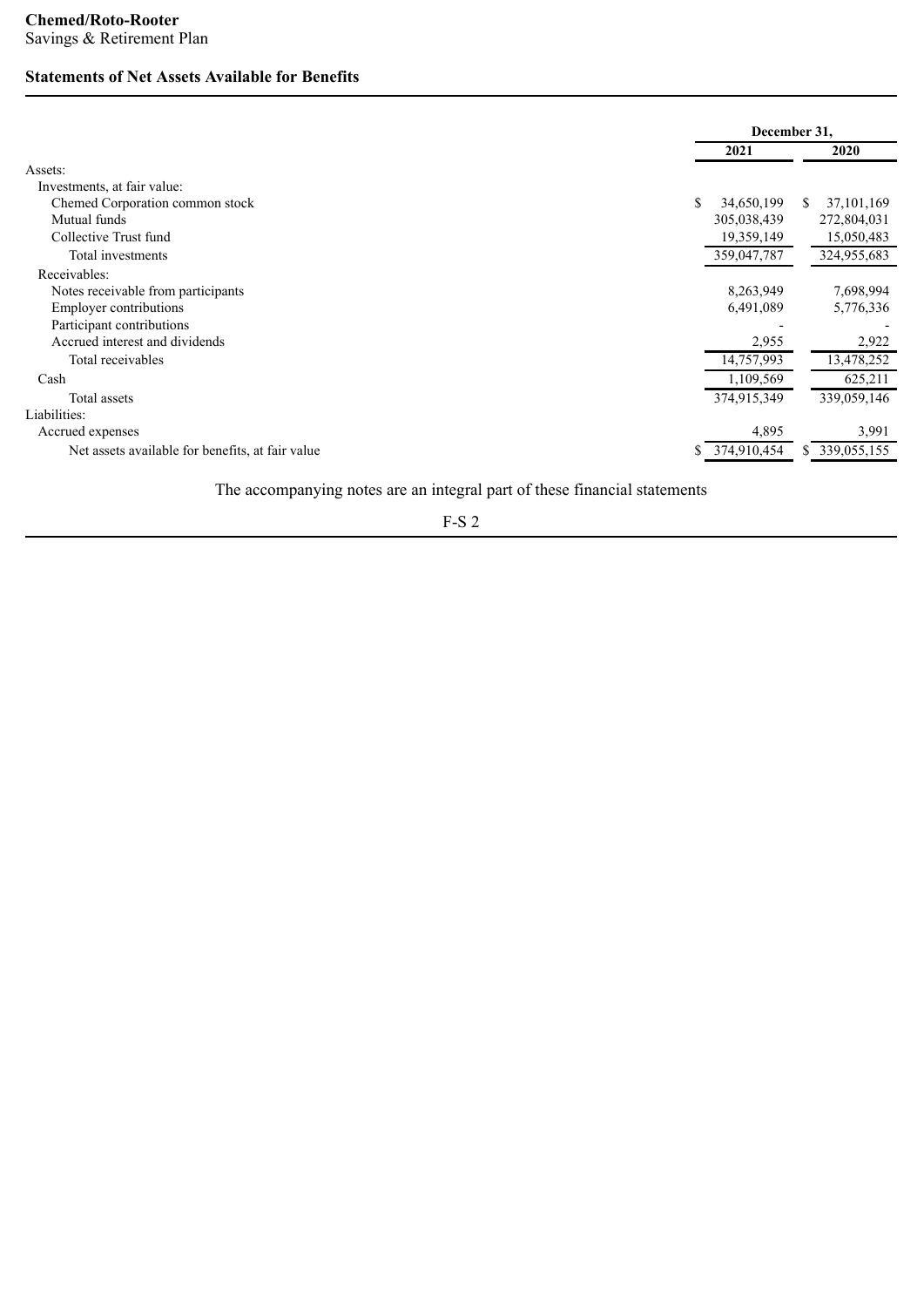**Chemed/Roto-Rooter**
Savings & Retirement Plan

## Statements of Net Assets Available for Benefits

| | December 31, | |
|---|---|---|
| | 2021 | 2020 |
| Assets: | | |
| Investments, at fair value: | | |
| Chemed Corporation common stock | $ 34,650,199 | $ 37,101,169 |
| Mutual funds | 305,038,439 | 272,804,031 |
| Collective Trust fund | 19,359,149 | 15,050,483 |
| Total investments | 359,047,787 | 324,955,683 |
| Receivables: | | |
| Notes receivable from participants | 8,263,949 | 7,698,994 |
| Employer contributions | 6,491,089 | 5,776,336 |
| Participant contributions | - | - |
| Accrued interest and dividends | 2,955 | 2,922 |
| Total receivables | 14,757,993 | 13,478,252 |
| Cash | 1,109,569 | 625,211 |
| Total assets | 374,915,349 | 339,059,146 |
| Liabilities: | | |
| Accrued expenses | 4,895 | 3,991 |
| Net assets available for benefits, at fair value | $ 374,910,454 | $ 339,055,155 |

The accompanying notes are an integral part of these financial statements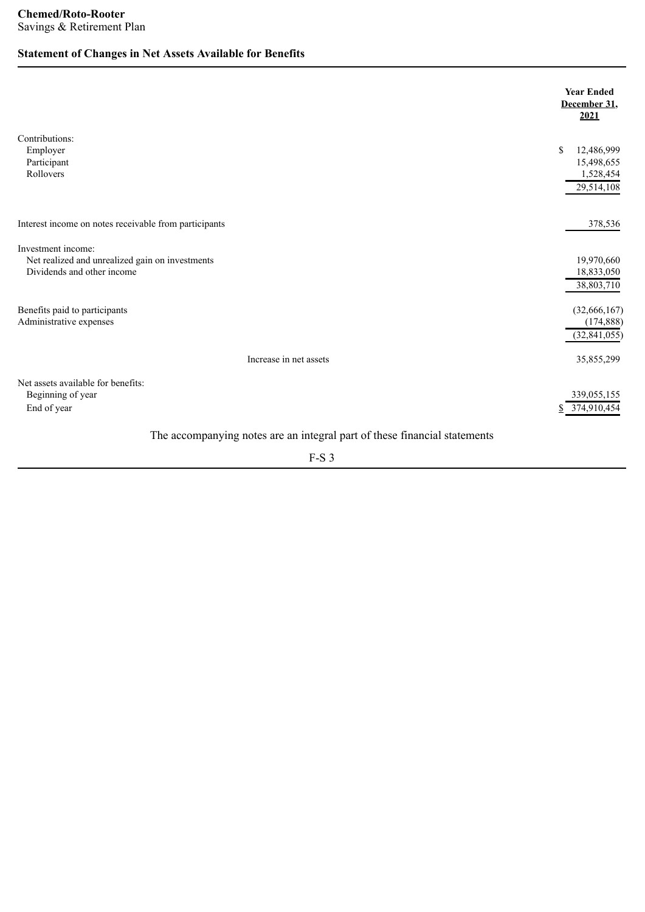**Chemed/Roto-Rooter**
Savings & Retirement Plan

## Statement of Changes in Net Assets Available for Benefits

| | Year Ended December 31, 2021 |
|---|---|
| Contributions: | |
| Employer | $ 12,486,999 |
| Participant | 15,498,655 |
| Rollovers | 1,528,454 |
| | 29,514,108 |
| Interest income on notes receivable from participants | 378,536 |
| Investment income: | |
| Net realized and unrealized gain on investments | 19,970,660 |
| Dividends and other income | 18,833,050 |
| | 38,803,710 |
| Benefits paid to participants | (32,666,167) |
| Administrative expenses | (174,888) |
| | (32,841,055) |
| Increase in net assets | 35,855,299 |
| Net assets available for benefits: | |
| Beginning of year | 339,055,155 |
| End of year | $ 374,910,454 |

The accompanying notes are an integral part of these financial statements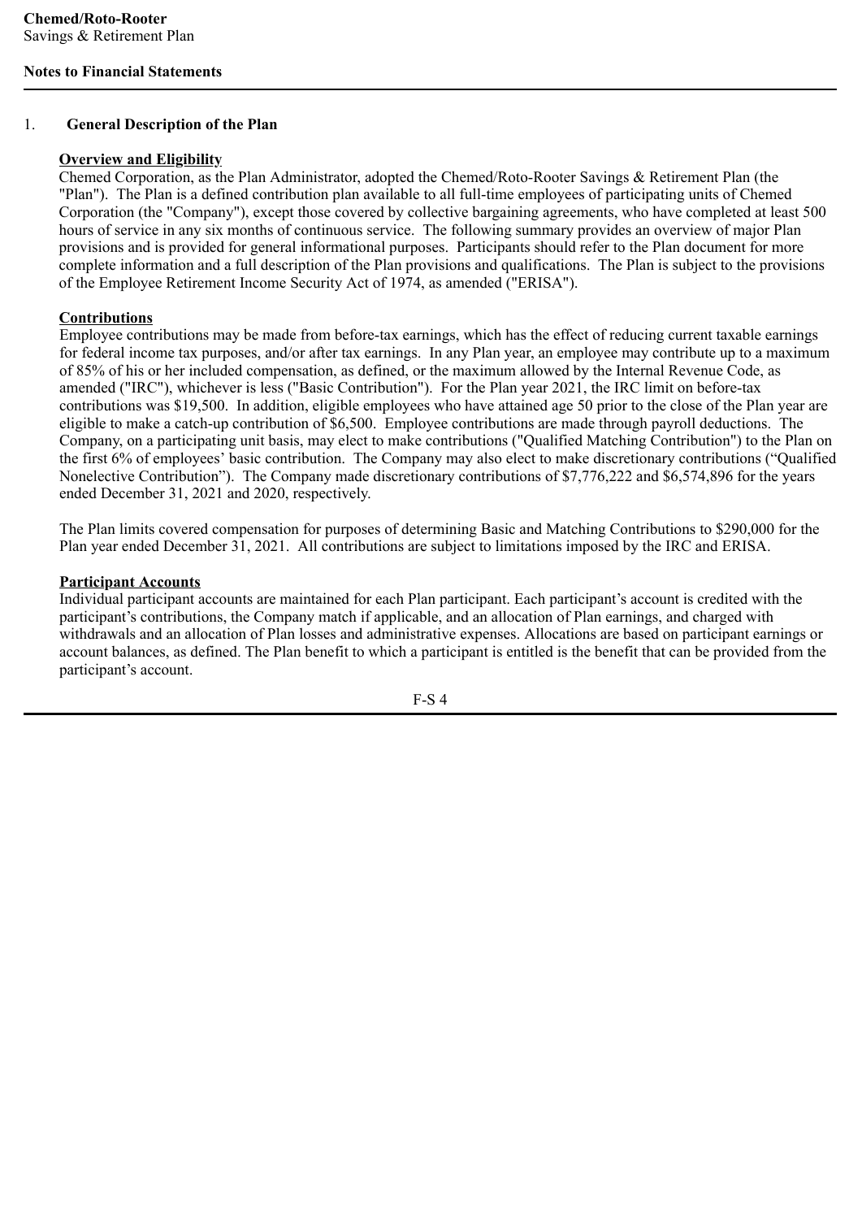**Chemed/Roto-Rooter**
Savings & Retirement Plan

**Notes to Financial Statements**

## 1. General Description of the Plan

### Overview and Eligibility

Chemed Corporation, as the Plan Administrator, adopted the Chemed/Roto-Rooter Savings & Retirement Plan (the "Plan"). The Plan is a defined contribution plan available to all full-time employees of participating units of Chemed Corporation (the "Company"), except those covered by collective bargaining agreements, who have completed at least 500 hours of service in any six months of continuous service. The following summary provides an overview of major Plan provisions and is provided for general informational purposes. Participants should refer to the Plan document for more complete information and a full description of the Plan provisions and qualifications. The Plan is subject to the provisions of the Employee Retirement Income Security Act of 1974, as amended ("ERISA").

### Contributions

Employee contributions may be made from before-tax earnings, which has the effect of reducing current taxable earnings for federal income tax purposes, and/or after tax earnings. In any Plan year, an employee may contribute up to a maximum of 85% of his or her included compensation, as defined, or the maximum allowed by the Internal Revenue Code, as amended ("IRC"), whichever is less ("Basic Contribution"). For the Plan year 2021, the IRC limit on before-tax contributions was $19,500. In addition, eligible employees who have attained age 50 prior to the close of the Plan year are eligible to make a catch-up contribution of $6,500. Employee contributions are made through payroll deductions. The Company, on a participating unit basis, may elect to make contributions ("Qualified Matching Contribution") to the Plan on the first 6% of employees' basic contribution. The Company may also elect to make discretionary contributions ("Qualified Nonelective Contribution"). The Company made discretionary contributions of $7,776,222 and $6,574,896 for the years ended December 31, 2021 and 2020, respectively.

The Plan limits covered compensation for purposes of determining Basic and Matching Contributions to $290,000 for the Plan year ended December 31, 2021. All contributions are subject to limitations imposed by the IRC and ERISA.

### Participant Accounts

Individual participant accounts are maintained for each Plan participant. Each participant's account is credited with the participant's contributions, the Company match if applicable, and an allocation of Plan earnings, and charged with withdrawals and an allocation of Plan losses and administrative expenses. Allocations are based on participant earnings or account balances, as defined. The Plan benefit to which a participant is entitled is the benefit that can be provided from the participant's account.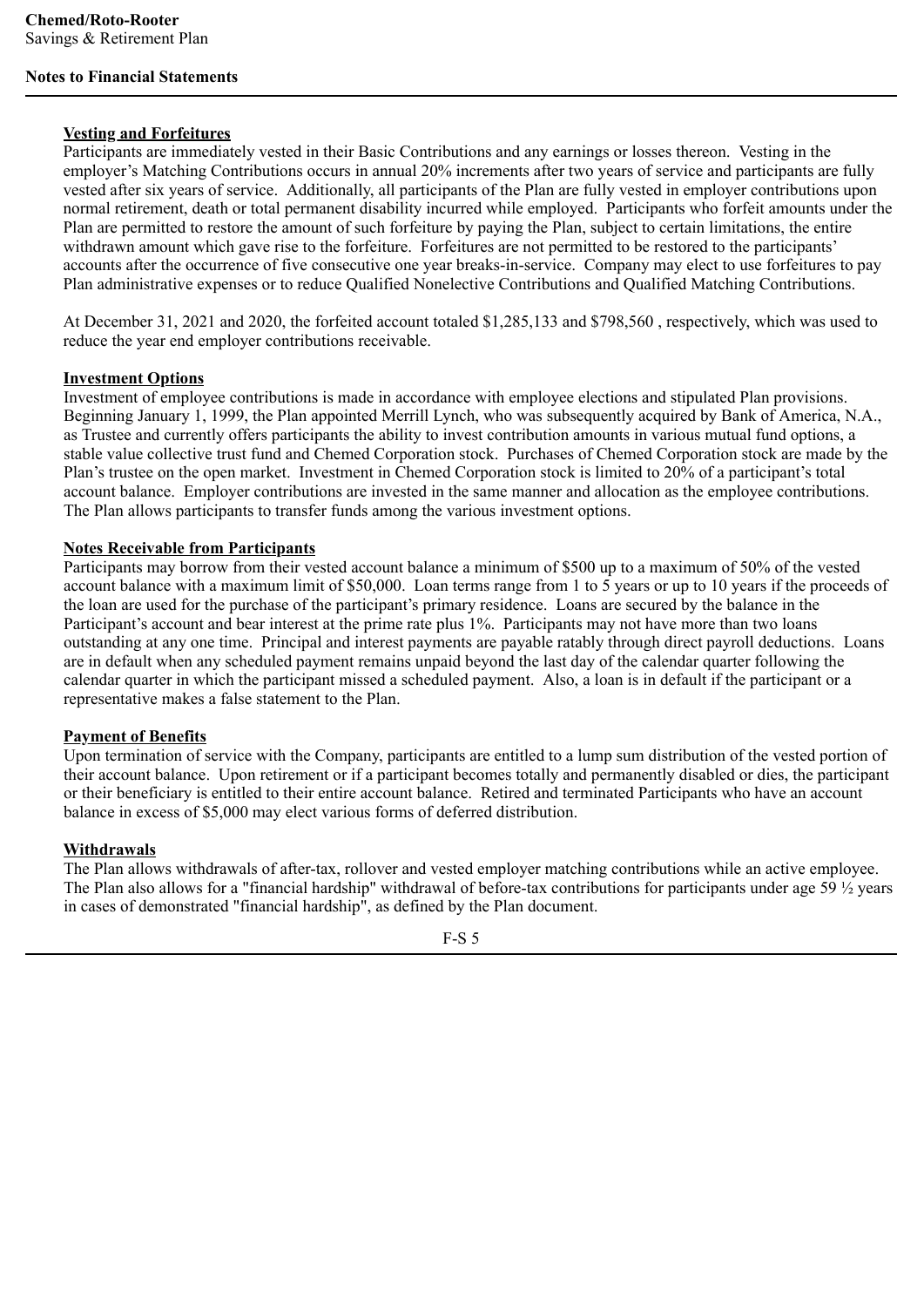#### Vesting and Forfeitures

Participants are immediately vested in their Basic Contributions and any earnings or losses thereon. Vesting in the employer's Matching Contributions occurs in annual 20% increments after two years of service and participants are fully vested after six years of service. Additionally, all participants of the Plan are fully vested in employer contributions upon normal retirement, death or total permanent disability incurred while employed. Participants who forfeit amounts under the Plan are permitted to restore the amount of such forfeiture by paying the Plan, subject to certain limitations, the entire withdrawn amount which gave rise to the forfeiture. Forfeitures are not permitted to be restored to the participants' accounts after the occurrence of five consecutive one year breaks-in-service. Company may elect to use forfeitures to pay Plan administrative expenses or to reduce Qualified Nonelective Contributions and Qualified Matching Contributions.

At December 31, 2021 and 2020, the forfeited account totaled $1,285,133 and $798,560 , respectively, which was used to reduce the year end employer contributions receivable.

#### Investment Options

Investment of employee contributions is made in accordance with employee elections and stipulated Plan provisions. Beginning January 1, 1999, the Plan appointed Merrill Lynch, who was subsequently acquired by Bank of America, N.A., as Trustee and currently offers participants the ability to invest contribution amounts in various mutual fund options, a stable value collective trust fund and Chemed Corporation stock. Purchases of Chemed Corporation stock are made by the Plan's trustee on the open market. Investment in Chemed Corporation stock is limited to 20% of a participant's total account balance. Employer contributions are invested in the same manner and allocation as the employee contributions. The Plan allows participants to transfer funds among the various investment options.

#### Notes Receivable from Participants

Participants may borrow from their vested account balance a minimum of $500 up to a maximum of 50% of the vested account balance with a maximum limit of $50,000. Loan terms range from 1 to 5 years or up to 10 years if the proceeds of the loan are used for the purchase of the participant's primary residence. Loans are secured by the balance in the Participant's account and bear interest at the prime rate plus 1%. Participants may not have more than two loans outstanding at any one time. Principal and interest payments are payable ratably through direct payroll deductions. Loans are in default when any scheduled payment remains unpaid beyond the last day of the calendar quarter following the calendar quarter in which the participant missed a scheduled payment. Also, a loan is in default if the participant or a representative makes a false statement to the Plan.

#### Payment of Benefits

Upon termination of service with the Company, participants are entitled to a lump sum distribution of the vested portion of their account balance. Upon retirement or if a participant becomes totally and permanently disabled or dies, the participant or their beneficiary is entitled to their entire account balance. Retired and terminated Participants who have an account balance in excess of $5,000 may elect various forms of deferred distribution.

#### Withdrawals

The Plan allows withdrawals of after-tax, rollover and vested employer matching contributions while an active employee. The Plan also allows for a "financial hardship" withdrawal of before-tax contributions for participants under age 59 ½ years in cases of demonstrated "financial hardship", as defined by the Plan document.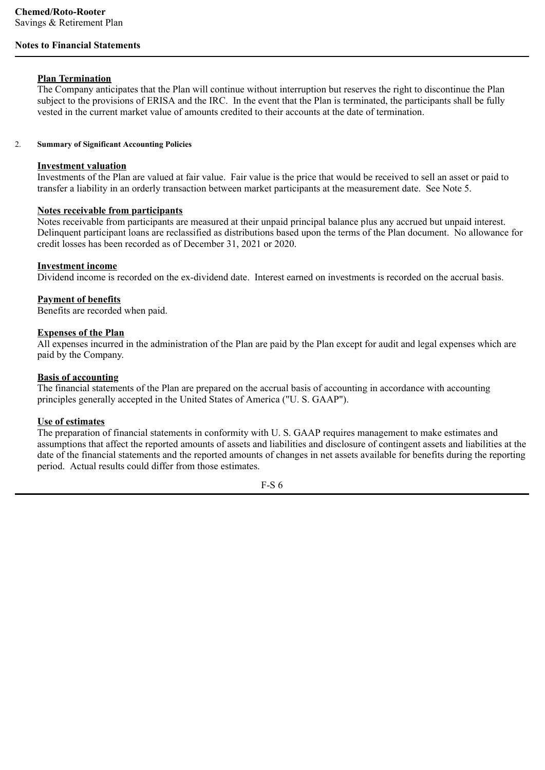#### Plan Termination

The Company anticipates that the Plan will continue without interruption but reserves the right to discontinue the Plan subject to the provisions of ERISA and the IRC. In the event that the Plan is terminated, the participants shall be fully vested in the current market value of amounts credited to their accounts at the date of termination.

## 2. Summary of Significant Accounting Policies

#### Investment valuation

Investments of the Plan are valued at fair value. Fair value is the price that would be received to sell an asset or paid to transfer a liability in an orderly transaction between market participants at the measurement date. See Note 5.

#### Notes receivable from participants

Notes receivable from participants are measured at their unpaid principal balance plus any accrued but unpaid interest. Delinquent participant loans are reclassified as distributions based upon the terms of the Plan document. No allowance for credit losses has been recorded as of December 31, 2021 or 2020.

#### Investment income

Dividend income is recorded on the ex-dividend date. Interest earned on investments is recorded on the accrual basis.

#### Payment of benefits

Benefits are recorded when paid.

#### Expenses of the Plan

All expenses incurred in the administration of the Plan are paid by the Plan except for audit and legal expenses which are paid by the Company.

#### Basis of accounting

The financial statements of the Plan are prepared on the accrual basis of accounting in accordance with accounting principles generally accepted in the United States of America ("U. S. GAAP").

#### Use of estimates

The preparation of financial statements in conformity with U. S. GAAP requires management to make estimates and assumptions that affect the reported amounts of assets and liabilities and disclosure of contingent assets and liabilities at the date of the financial statements and the reported amounts of changes in net assets available for benefits during the reporting period. Actual results could differ from those estimates.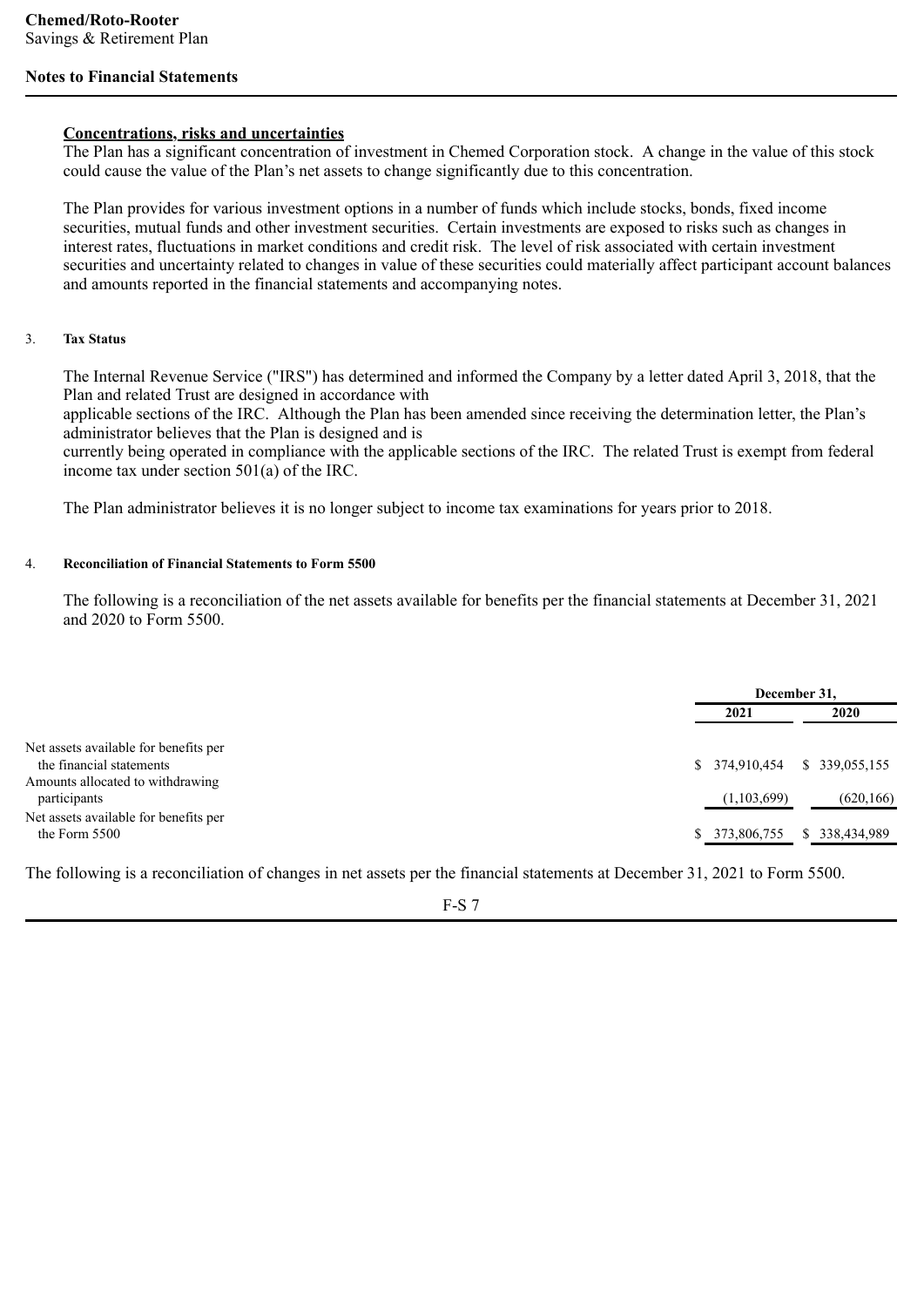**Concentrations, risks and uncertainties**

The Plan has a significant concentration of investment in Chemed Corporation stock. A change in the value of this stock could cause the value of the Plan's net assets to change significantly due to this concentration.

The Plan provides for various investment options in a number of funds which include stocks, bonds, fixed income securities, mutual funds and other investment securities. Certain investments are exposed to risks such as changes in interest rates, fluctuations in market conditions and credit risk. The level of risk associated with certain investment securities and uncertainty related to changes in value of these securities could materially affect participant account balances and amounts reported in the financial statements and accompanying notes.

## 3. Tax Status

The Internal Revenue Service ("IRS") has determined and informed the Company by a letter dated April 3, 2018, that the Plan and related Trust are designed in accordance with applicable sections of the IRC. Although the Plan has been amended since receiving the determination letter, the Plan's administrator believes that the Plan is designed and is currently being operated in compliance with the applicable sections of the IRC. The related Trust is exempt from federal income tax under section 501(a) of the IRC.

The Plan administrator believes it is no longer subject to income tax examinations for years prior to 2018.

## 4. Reconciliation of Financial Statements to Form 5500

The following is a reconciliation of the net assets available for benefits per the financial statements at December 31, 2021 and 2020 to Form 5500.

| | December 31, | |
|---|---|---|
| | 2021 | 2020 |
| Net assets available for benefits per the financial statements | $ 374,910,454 | $ 339,055,155 |
| Amounts allocated to withdrawing participants | (1,103,699) | (620,166) |
| Net assets available for benefits per the Form 5500 | $ 373,806,755 | $ 338,434,989 |

The following is a reconciliation of changes in net assets per the financial statements at December 31, 2021 to Form 5500.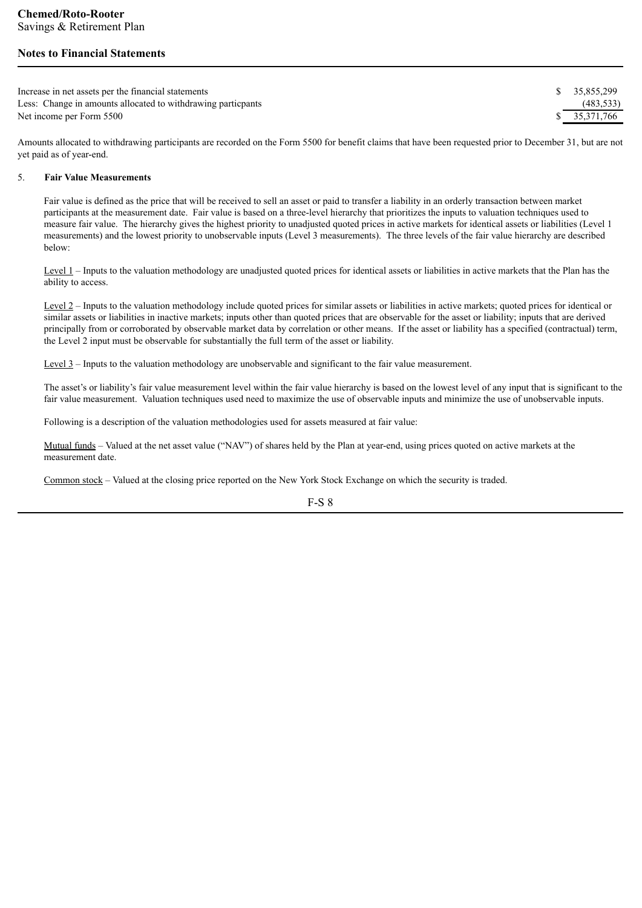| | |
|---|---|
| Increase in net assets per the financial statements | $ 35,855,299 |
| Less: Change in amounts allocated to withdrawing particpants | (483,533) |
| Net income per Form 5500 | $ 35,371,766 |

Amounts allocated to withdrawing participants are recorded on the Form 5500 for benefit claims that have been requested prior to December 31, but are not yet paid as of year-end.

5. **Fair Value Measurements**

Fair value is defined as the price that will be received to sell an asset or paid to transfer a liability in an orderly transaction between market participants at the measurement date. Fair value is based on a three-level hierarchy that prioritizes the inputs to valuation techniques used to measure fair value. The hierarchy gives the highest priority to unadjusted quoted prices in active markets for identical assets or liabilities (Level 1 measurements) and the lowest priority to unobservable inputs (Level 3 measurements). The three levels of the fair value hierarchy are described below:

Level 1 – Inputs to the valuation methodology are unadjusted quoted prices for identical assets or liabilities in active markets that the Plan has the ability to access.

Level 2 – Inputs to the valuation methodology include quoted prices for similar assets or liabilities in active markets; quoted prices for identical or similar assets or liabilities in inactive markets; inputs other than quoted prices that are observable for the asset or liability; inputs that are derived principally from or corroborated by observable market data by correlation or other means. If the asset or liability has a specified (contractual) term, the Level 2 input must be observable for substantially the full term of the asset or liability.

Level 3 – Inputs to the valuation methodology are unobservable and significant to the fair value measurement.

The asset's or liability's fair value measurement level within the fair value hierarchy is based on the lowest level of any input that is significant to the fair value measurement. Valuation techniques used need to maximize the use of observable inputs and minimize the use of unobservable inputs.

Following is a description of the valuation methodologies used for assets measured at fair value:

Mutual funds – Valued at the net asset value ("NAV") of shares held by the Plan at year-end, using prices quoted on active markets at the measurement date.

Common stock – Valued at the closing price reported on the New York Stock Exchange on which the security is traded.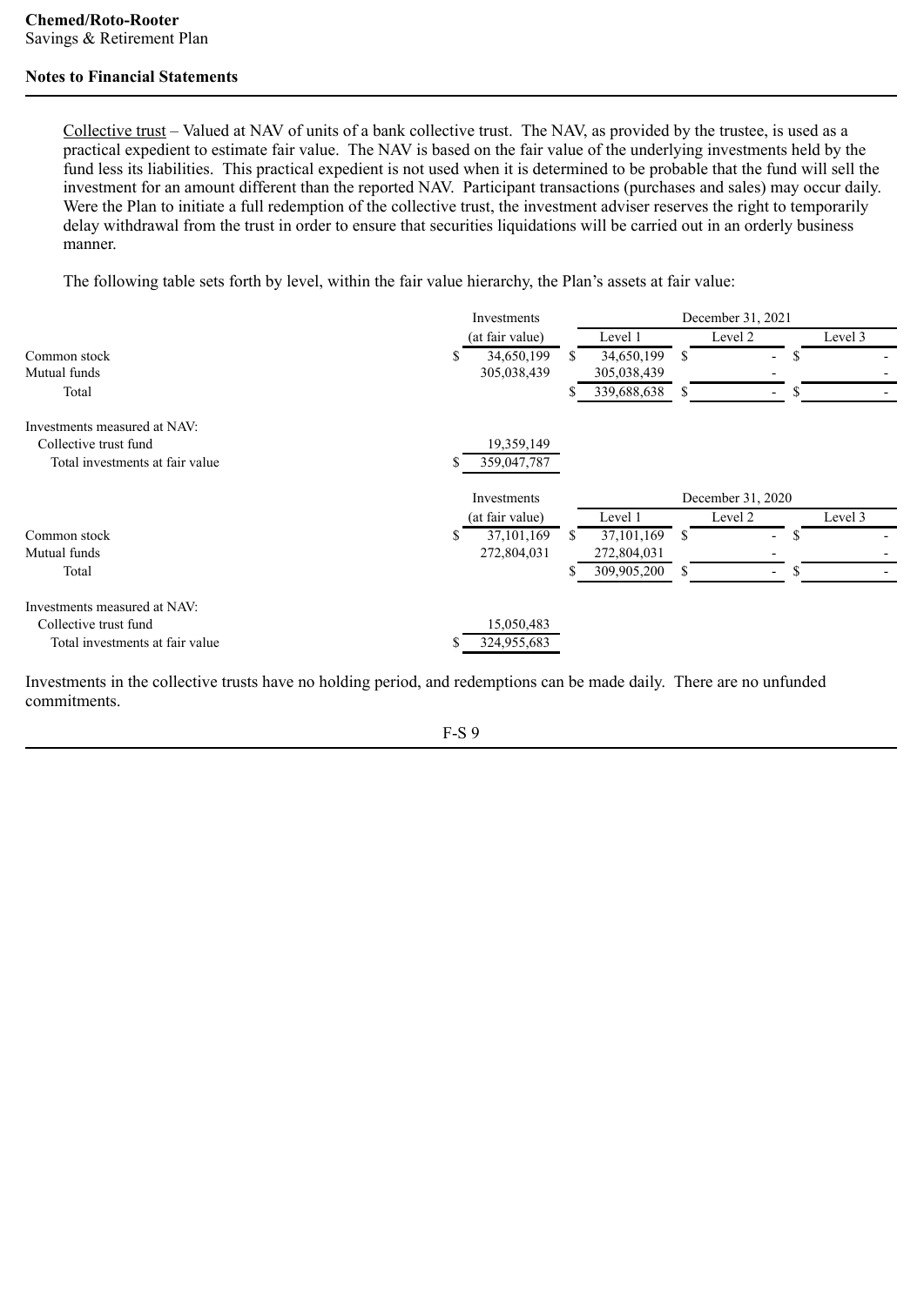Collective trust – Valued at NAV of units of a bank collective trust. The NAV, as provided by the trustee, is used as a practical expedient to estimate fair value. The NAV is based on the fair value of the underlying investments held by the fund less its liabilities. This practical expedient is not used when it is determined to be probable that the fund will sell the investment for an amount different than the reported NAV. Participant transactions (purchases and sales) may occur daily. Were the Plan to initiate a full redemption of the collective trust, the investment adviser reserves the right to temporarily delay withdrawal from the trust in order to ensure that securities liquidations will be carried out in an orderly business manner.

The following table sets forth by level, within the fair value hierarchy, the Plan's assets at fair value:

| | Investments (at fair value) | December 31, 2021 Level 1 | Level 2 | Level 3 |
|---|---|---|---|---|
| Common stock | $ 34,650,199 | $ 34,650,199 | $ - | $ - |
| Mutual funds | 305,038,439 | 305,038,439 | - | - |
| Total | | $ 339,688,638 | $ - | $ - |
| Investments measured at NAV: | | | | |
| Collective trust fund | 19,359,149 | | | |
| Total investments at fair value | $ 359,047,787 | | | |

| | Investments (at fair value) | December 31, 2020 Level 1 | Level 2 | Level 3 |
|---|---|---|---|---|
| Common stock | $ 37,101,169 | $ 37,101,169 | $ - | $ - |
| Mutual funds | 272,804,031 | 272,804,031 | - | - |
| Total | | $ 309,905,200 | $ - | $ - |
| Investments measured at NAV: | | | | |
| Collective trust fund | 15,050,483 | | | |
| Total investments at fair value | $ 324,955,683 | | | |

Investments in the collective trusts have no holding period, and redemptions can be made daily. There are no unfunded commitments.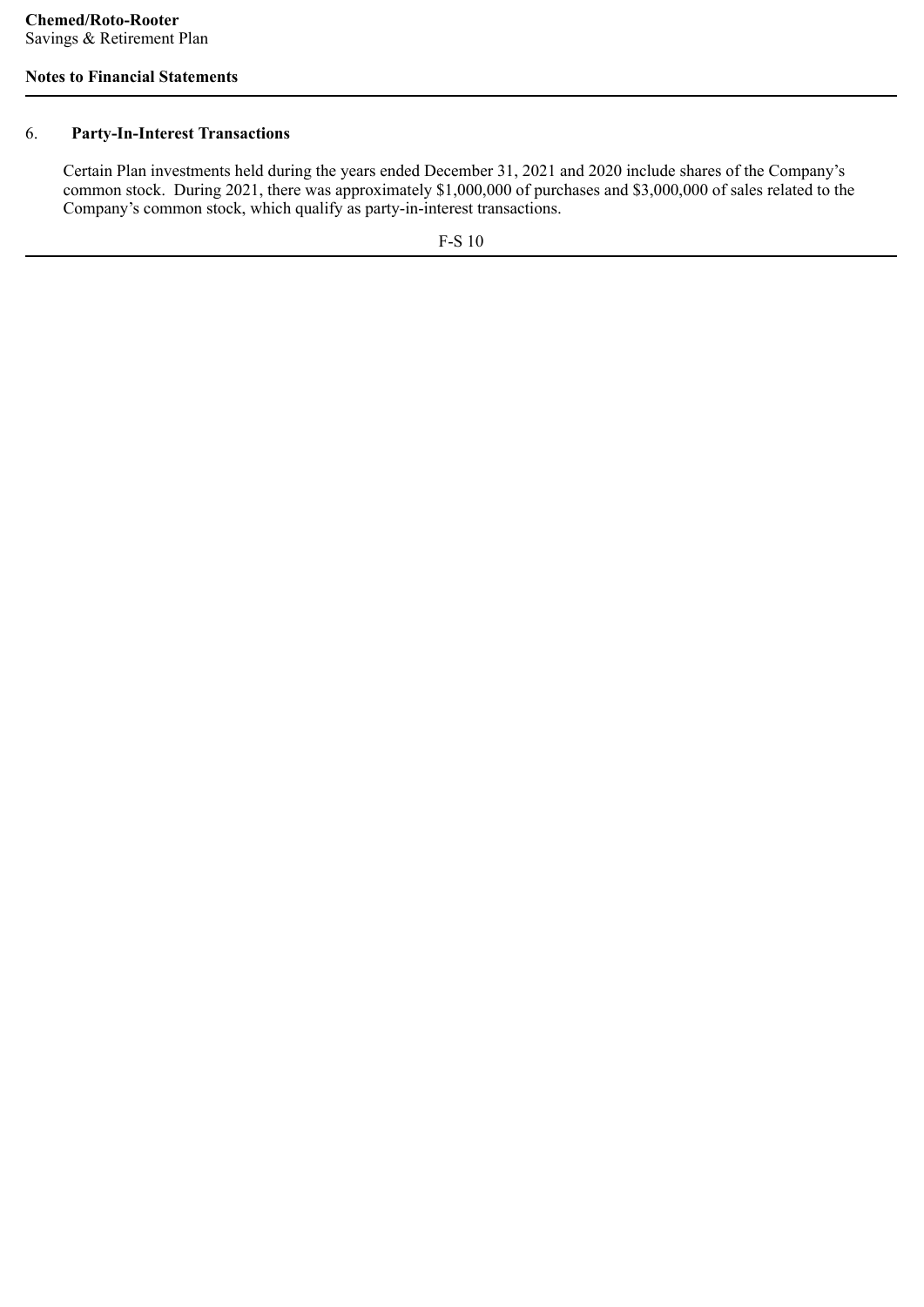**Chemed/Roto-Rooter**
Savings & Retirement Plan

**Notes to Financial Statements**

6. **Party-In-Interest Transactions**

Certain Plan investments held during the years ended December 31, 2021 and 2020 include shares of the Company's common stock. During 2021, there was approximately $1,000,000 of purchases and $3,000,000 of sales related to the Company's common stock, which qualify as party-in-interest transactions.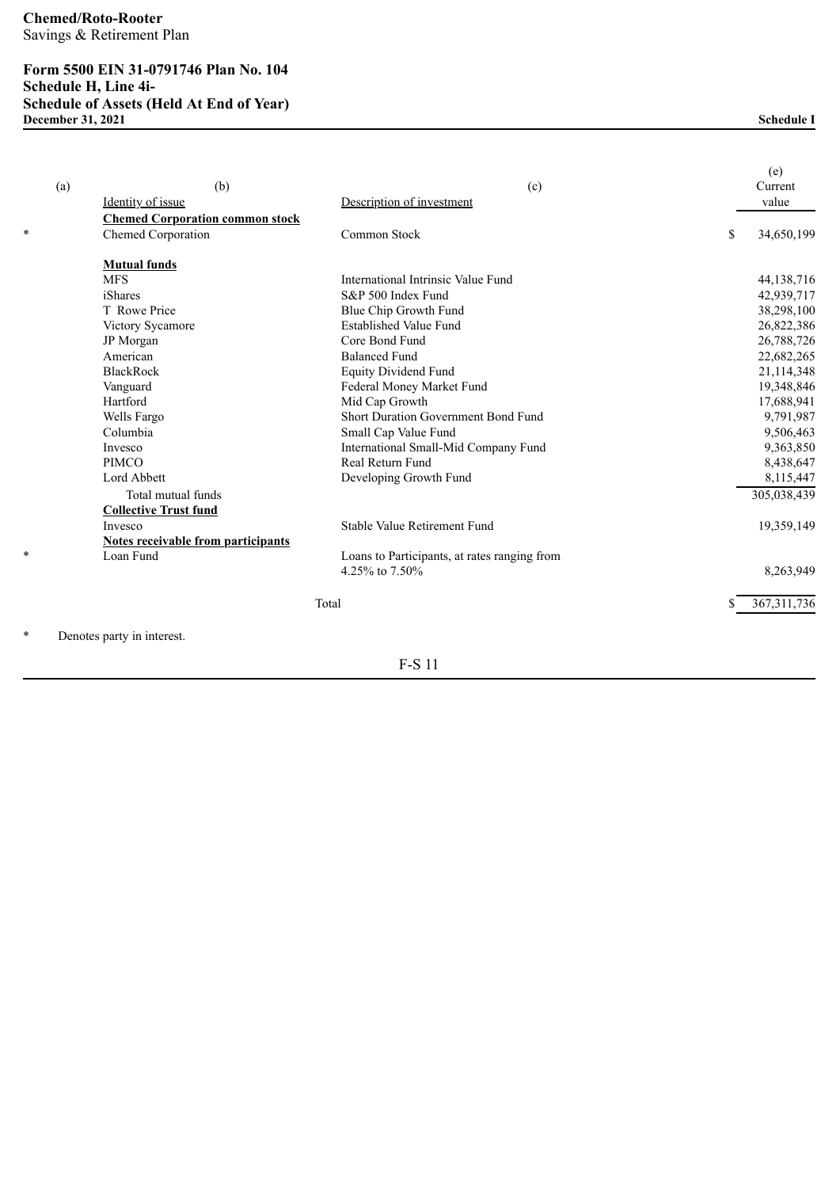**Chemed/Roto-Rooter**
Savings & Retirement Plan

**Form 5500 EIN 31-0791746 Plan No. 104**
**Schedule H, Line 4i-**
**Schedule of Assets (Held At End of Year)**
**December 31, 2021**

**Schedule I**

| (a) | (b) Identity of issue | (c) Description of investment | (e) Current value |
|---|---|---|---|
| | **Chemed Corporation common stock** | | |
| * | Chemed Corporation | Common Stock | $ 34,650,199 |
| | **Mutual funds** | | |
| | MFS | International Intrinsic Value Fund | 44,138,716 |
| | iShares | S&P 500 Index Fund | 42,939,717 |
| | T Rowe Price | Blue Chip Growth Fund | 38,298,100 |
| | Victory Sycamore | Established Value Fund | 26,822,386 |
| | JP Morgan | Core Bond Fund | 26,788,726 |
| | American | Balanced Fund | 22,682,265 |
| | BlackRock | Equity Dividend Fund | 21,114,348 |
| | Vanguard | Federal Money Market Fund | 19,348,846 |
| | Hartford | Mid Cap Growth | 17,688,941 |
| | Wells Fargo | Short Duration Government Bond Fund | 9,791,987 |
| | Columbia | Small Cap Value Fund | 9,506,463 |
| | Invesco | International Small-Mid Company Fund | 9,363,850 |
| | PIMCO | Real Return Fund | 8,438,647 |
| | Lord Abbett | Developing Growth Fund | 8,115,447 |
| | Total mutual funds | | 305,038,439 |
| | **Collective Trust fund** | | |
| | Invesco | Stable Value Retirement Fund | 19,359,149 |
| | **Notes receivable from participants** | | |
| * | Loan Fund | Loans to Participants, at rates ranging from 4.25% to 7.50% | 8,263,949 |
| | | Total | $ 367,311,736 |

\* Denotes party in interest.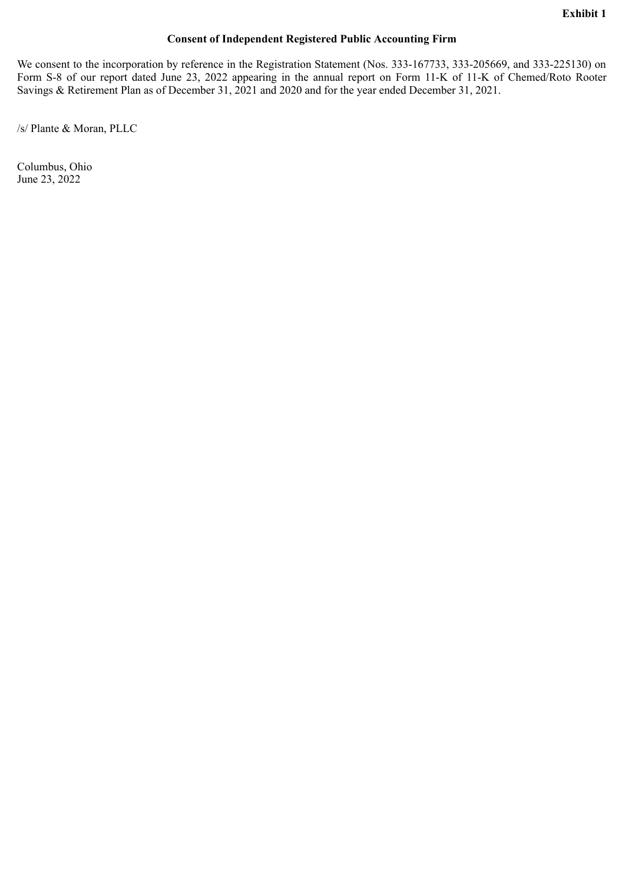**Exhibit 1**

## Consent of Independent Registered Public Accounting Firm

We consent to the incorporation by reference in the Registration Statement (Nos. 333-167733, 333-205669, and 333-225130) on Form S-8 of our report dated June 23, 2022 appearing in the annual report on Form 11-K of 11-K of Chemed/Roto Rooter Savings & Retirement Plan as of December 31, 2021 and 2020 and for the year ended December 31, 2021.

/s/ Plante & Moran, PLLC

Columbus, Ohio
June 23, 2022